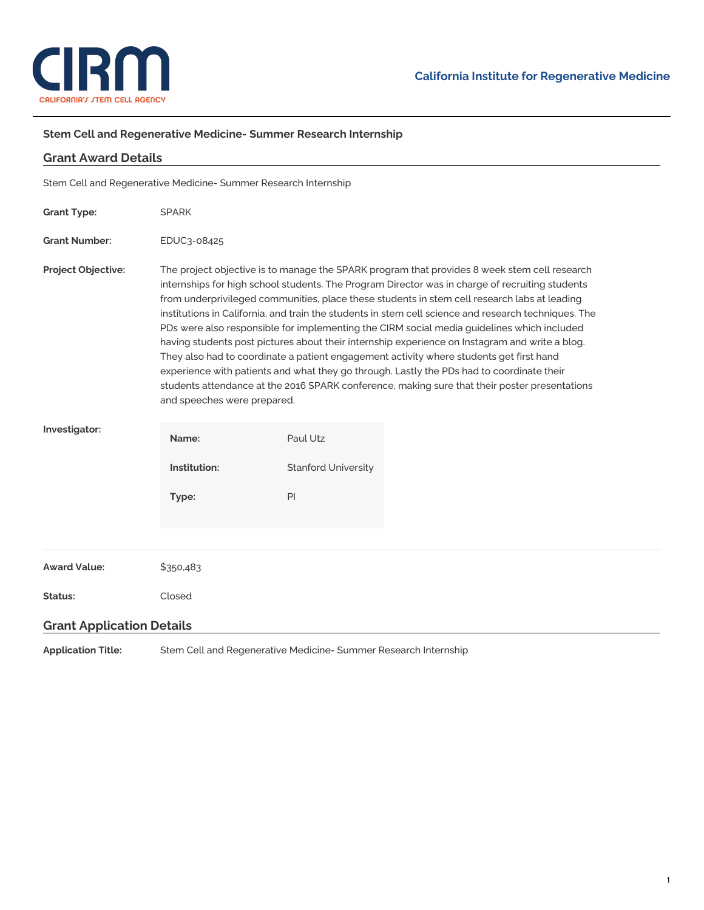California Institute for Regenerative Medicine

# Stem Cell and Regenerative Medicine- Summer Research Internship

## Grant Award Details

Stem Cell and Regenerative Medicine- Summer Research Internship

**Grant Type:** SPARK

**Grant Number:** EDUC3-08425

**Project Objective:** The project objective is to manage the SPARK program that provides 8 week stem cell research internships for high school students. The Program Director was in charge of recruiting students from underprivileged communities, place these students in stem cell research labs at leading institutions in California, and train the students in stem cell science and research techniques. The PDs were also responsible for implementing the CIRM social media guidelines which included having students post pictures about their internship experience on Instagram and write a blog. They also had to coordinate a patient engagement activity where students get first hand experience with patients and what they go through. Lastly the PDs had to coordinate their students attendance at the 2016 SPARK conference, making sure that their poster presentations and speeches were prepared.

**Investigator:**

| | |
|---|---|
| **Name:** | Paul Utz |
| **Institution:** | Stanford University |
| **Type:** | PI |

**Award Value:** $350,483

**Status:** Closed

## Grant Application Details

**Application Title:** Stem Cell and Regenerative Medicine- Summer Research Internship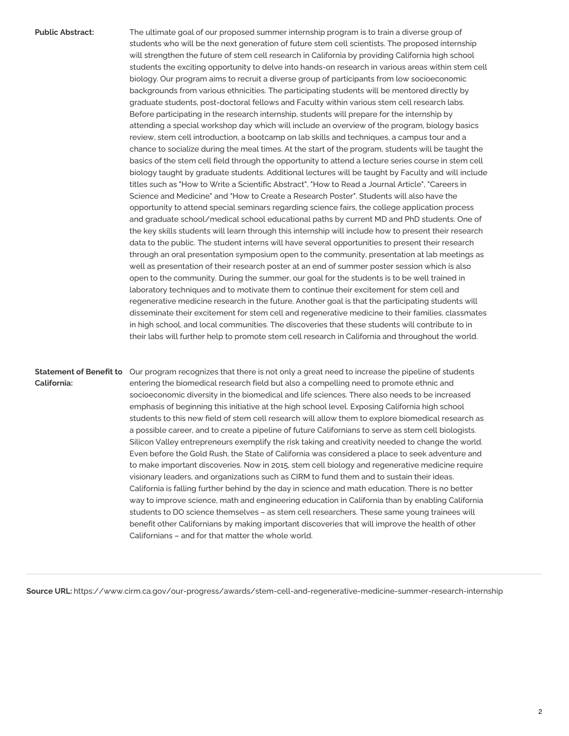**Public Abstract:**

The ultimate goal of our proposed summer internship program is to train a diverse group of students who will be the next generation of future stem cell scientists. The proposed internship will strengthen the future of stem cell research in California by providing California high school students the exciting opportunity to delve into hands-on research in various areas within stem cell biology. Our program aims to recruit a diverse group of participants from low socioeconomic backgrounds from various ethnicities. The participating students will be mentored directly by graduate students, post-doctoral fellows and Faculty within various stem cell research labs. Before participating in the research internship, students will prepare for the internship by attending a special workshop day which will include an overview of the program, biology basics review, stem cell introduction, a bootcamp on lab skills and techniques, a campus tour and a chance to socialize during the meal times. At the start of the program, students will be taught the basics of the stem cell field through the opportunity to attend a lecture series course in stem cell biology taught by graduate students. Additional lectures will be taught by Faculty and will include titles such as "How to Write a Scientific Abstract", "How to Read a Journal Article", "Careers in Science and Medicine" and "How to Create a Research Poster". Students will also have the opportunity to attend special seminars regarding science fairs, the college application process and graduate school/medical school educational paths by current MD and PhD students. One of the key skills students will learn through this internship will include how to present their research data to the public. The student interns will have several opportunities to present their research through an oral presentation symposium open to the community, presentation at lab meetings as well as presentation of their research poster at an end of summer poster session which is also open to the community. During the summer, our goal for the students is to be well trained in laboratory techniques and to motivate them to continue their excitement for stem cell and regenerative medicine research in the future. Another goal is that the participating students will disseminate their excitement for stem cell and regenerative medicine to their families, classmates in high school, and local communities. The discoveries that these students will contribute to in their labs will further help to promote stem cell research in California and throughout the world.

**Statement of Benefit to California:**

Our program recognizes that there is not only a great need to increase the pipeline of students entering the biomedical research field but also a compelling need to promote ethnic and socioeconomic diversity in the biomedical and life sciences. There also needs to be increased emphasis of beginning this initiative at the high school level. Exposing California high school students to this new field of stem cell research will allow them to explore biomedical research as a possible career, and to create a pipeline of future Californians to serve as stem cell biologists. Silicon Valley entrepreneurs exemplify the risk taking and creativity needed to change the world. Even before the Gold Rush, the State of California was considered a place to seek adventure and to make important discoveries. Now in 2015, stem cell biology and regenerative medicine require visionary leaders, and organizations such as CIRM to fund them and to sustain their ideas. California is falling further behind by the day in science and math education. There is no better way to improve science, math and engineering education in California than by enabling California students to DO science themselves – as stem cell researchers. These same young trainees will benefit other Californians by making important discoveries that will improve the health of other Californians – and for that matter the whole world.

---

**Source URL:** https://www.cirm.ca.gov/our-progress/awards/stem-cell-and-regenerative-medicine-summer-research-internship